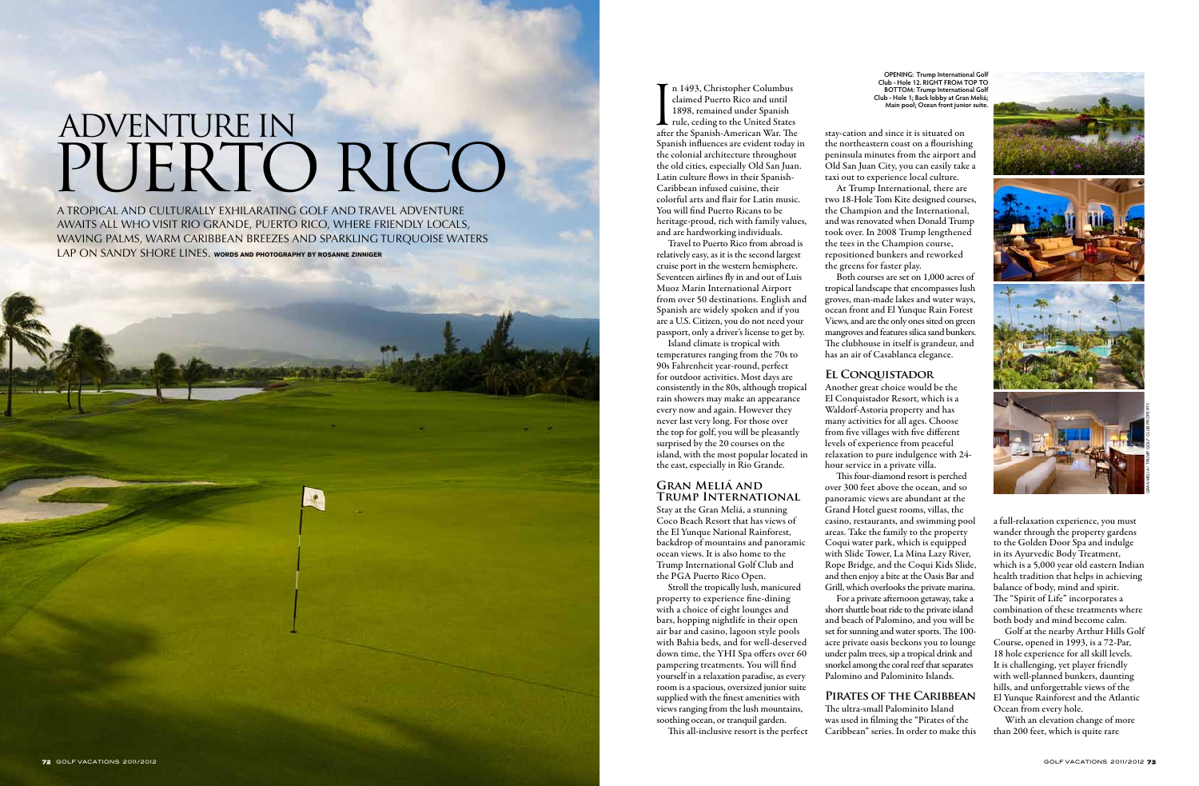# ADVENTURE IN PUERTO RICO

A TROPICAL AND CULTURALLY EXHILARATING GOLF AND TRAVEL ADVENTURE AWAITS ALL WHO VISIT RIO GRANDE, PUERTO RICO, WHERE FRIENDLY LOCALS, WAVING PALMS, WARM CARIBBEAN BREEZES AND SPARKLING TURQUOISE WATERS LAP ON SANDY SHORE LINES. **WORDS AND PHOTOGRAPHY BY ROSANNE ZINNIGER**

In 1493, Christopher Columbus claimed Puerto Rico and until 1898, remained under Spanish rule, ceding to the United States after the Spanish-American War. The Spanish influences are evident today in the colonial architecture throughout the old cities, especially Old San Juan. Latin culture flows in their Spanish-Caribbean infused cuisine, their colorful arts and flair for Latin music. You will find Puerto Ricans to be heritage-proud, rich with family values, and are hardworking individuals.

Travel to Puerto Rico from abroad is relatively easy, as it is the second largest cruise port in the western hemisphere. Seventeen airlines fly in and out of Luis Muoz Marin International Airport from over 50 destinations. English and Spanish are widely spoken and if you are a U.S. Citizen, you do not need your passport, only a driver's license to get by.

Island climate is tropical with temperatures ranging from the 70s to 90s Fahrenheit year-round, perfect for outdoor activities. Most days are consistently in the 80s, although tropical rain showers may make an appearance every now and again. However they never last very long. For those over the top for golf, you will be pleasantly surprised by the 20 courses on the island, with the most popular located in the east, especially in Rio Grande.

## Gran Meliá and Trump International

Stay at the Gran Meliá, a stunning Coco Beach Resort that has views of the El Yunque National Rainforest, backdrop of mountains and panoramic ocean views. It is also home to the Trump International Golf Club and the PGA Puerto Rico Open.

Stroll the tropically lush, manicured property to experience fine-dining with a choice of eight lounges and bars, hopping nightlife in their open air bar and casino, lagoon style pools with Bahia beds, and for well-deserved down time, the YHI Spa offers over 60 pampering treatments. You will find yourself in a relaxation paradise, as every room is a spacious, oversized junior suite supplied with the finest amenities with views ranging from the lush mountains, soothing ocean, or tranquil garden.

This all-inclusive resort is the perfect stay-cation and since it is situated on the northeastern coast on a flourishing peninsula minutes from the airport and Old San Juan City, you can easily take a taxi out to experience local culture.

At Trump International, there are two 18-Hole Tom Kite designed courses, the Champion and the International, and was renovated when Donald Trump took over. In 2008 Trump lengthened the tees in the Champion course, repositioned bunkers and reworked the greens for faster play.

Both courses are set on 1,000 acres of tropical landscape that encompasses lush groves, man-made lakes and water ways, ocean front and El Yunque Rain Forest Views, and are the only ones sited on green mangroves and features silica sand bunkers. The clubhouse in itself is grandeur, and has an air of Casablanca elegance.

## El Conquistador

Another great choice would be the El Conquistador Resort, which is a Waldorf-Astoria property and has many activities for all ages. Choose from five villages with five different levels of experience from peaceful relaxation to pure indulgence with 24-hour service in a private villa.

This four-diamond resort is perched over 300 feet above the ocean, and so panoramic views are abundant at the Grand Hotel guest rooms, villas, the casino, restaurants, and swimming pool areas. Take the family to the property Coqui water park, which is equipped with Slide Tower, La Mina Lazy River, Rope Bridge, and the Coqui Kids Slide, and then enjoy a bite at the Oasis Bar and Grill, which overlooks the private marina.

For a private afternoon getaway, take a short shuttle boat ride to the private island and beach of Palomino, and you will be set for sunning and water sports. The 100-acre private oasis beckons you to lounge under palm trees, sip a tropical drink and snorkel among the coral reef that separates Palomino and Palominito Islands.

## Pirates of the Caribbean

The ultra-small Palominito Island was used in filming the "Pirates of the Caribbean" series. In order to make this a full-relaxation experience, you must wander through the property gardens to the Golden Door Spa and indulge in its Ayurvedic Body Treatment, which is a 5,000 year old eastern Indian health tradition that helps in achieving balance of body, mind and spirit. The "Spirit of Life" incorporates a combination of these treatments where both body and mind become calm.

Golf at the nearby Arthur Hills Golf Course, opened in 1993, is a 72-Par, 18 hole experience for all skill levels. It is challenging, yet player friendly with well-planned bunkers, daunting hills, and unforgettable views of the El Yunque Rainforest and the Atlantic Ocean from every hole.

With an elevation change of more than 200 feet, which is quite rare

OPENING: Trump International Golf Club - Hole 12. RIGHT FROM TOP TO BOTTOM: Trump International Golf Club - Hole 1; Back lobby at Gran Meliá; Main pool; Ocean front junior suite.

GRAN MELIÁ/ TRUMP GOLF CLUB PROPERTY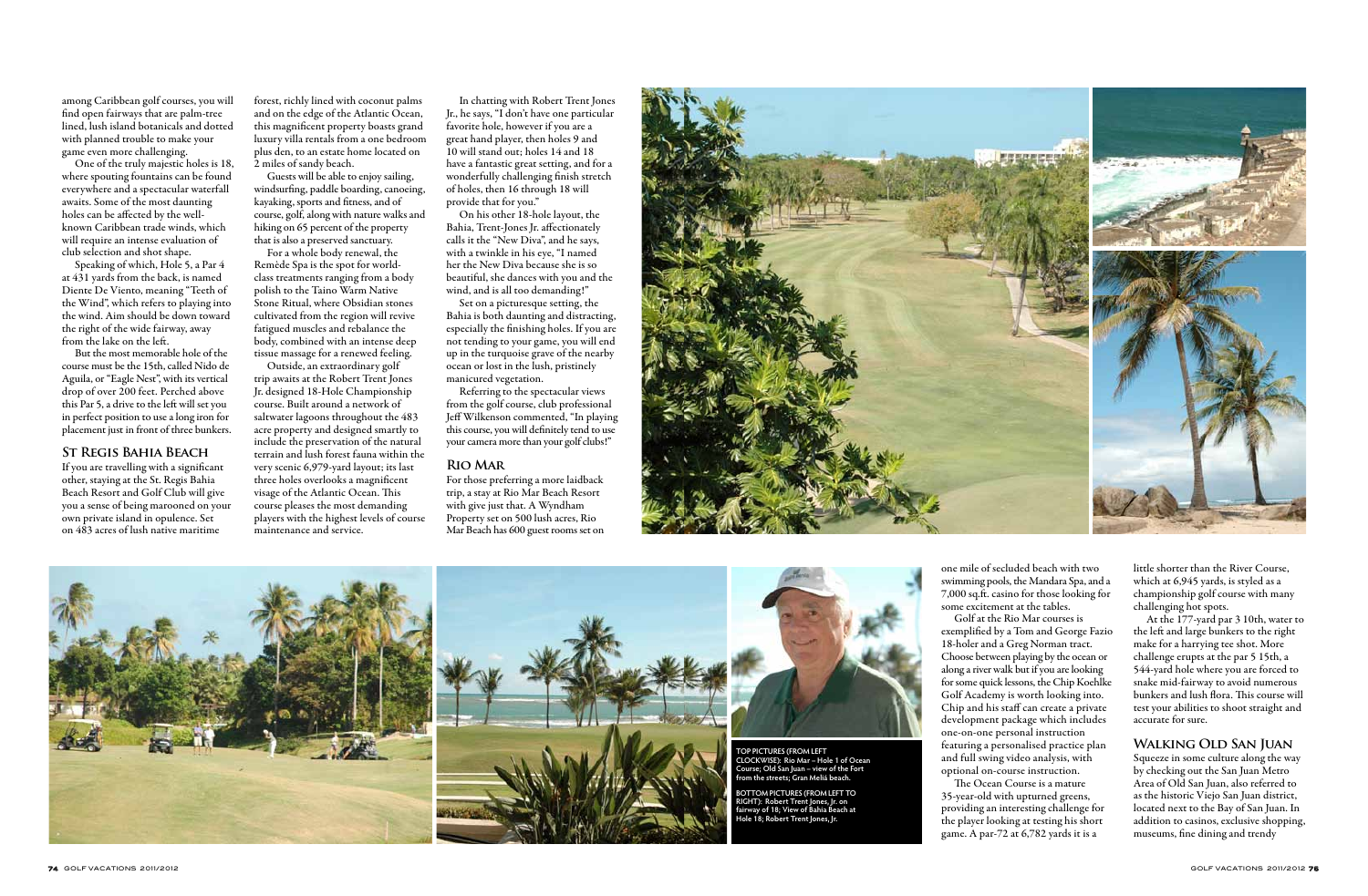among Caribbean golf courses, you will find open fairways that are palm-tree lined, lush island botanicals and dotted with planned trouble to make your game even more challenging.

One of the truly majestic holes is 18, where spouting fountains can be found everywhere and a spectacular waterfall awaits. Some of the most daunting holes can be affected by the well-known Caribbean trade winds, which will require an intense evaluation of club selection and shot shape.

Speaking of which, Hole 5, a Par 4 at 431 yards from the back, is named Diente De Viento, meaning "Teeth of the Wind", which refers to playing into the wind. Aim should be down toward the right of the wide fairway, away from the lake on the left.

But the most memorable hole of the course must be the 15th, called Nido de Aguila, or "Eagle Nest", with its vertical drop of over 200 feet. Perched above this Par 5, a drive to the left will set you in perfect position to use a long iron for placement just in front of three bunkers.

## St Regis Bahia Beach

If you are travelling with a significant other, staying at the St. Regis Bahia Beach Resort and Golf Club will give you a sense of being marooned on your own private island in opulence. Set on 483 acres of lush native maritime forest, richly lined with coconut palms and on the edge of the Atlantic Ocean, this magnificent property boasts grand luxury villa rentals from a one bedroom plus den, to an estate home located on 2 miles of sandy beach.

Guests will be able to enjoy sailing, windsurfing, paddle boarding, canoeing, kayaking, sports and fitness, and of course, golf, along with nature walks and hiking on 65 percent of the property that is also a preserved sanctuary.

For a whole body renewal, the Remède Spa is the spot for world-class treatments ranging from a body polish to the Taino Warm Native Stone Ritual, where Obsidian stones cultivated from the region will revive fatigued muscles and rebalance the body, combined with an intense deep tissue massage for a renewed feeling.

Outside, an extraordinary golf trip awaits at the Robert Trent Jones Jr. designed 18-Hole Championship course. Built around a network of saltwater lagoons throughout the 483 acre property and designed smartly to include the preservation of the natural terrain and lush forest fauna within the very scenic 6,979-yard layout; its last three holes overlooks a magnificent visage of the Atlantic Ocean. This course pleases the most demanding players with the highest levels of course maintenance and service.

In chatting with Robert Trent Jones Jr., he says, "I don't have one particular favorite hole, however if you are a great hand player, then holes 9 and 10 will stand out; holes 14 and 18 have a fantastic great setting, and for a wonderfully challenging finish stretch of holes, then 16 through 18 will provide that for you."

On his other 18-hole layout, the Bahia, Trent-Jones Jr. affectionately calls it the "New Diva", and he says, with a twinkle in his eye, "I named her the New Diva because she is so beautiful, she dances with you and the wind, and is all too demanding!"

Set on a picturesque setting, the Bahia is both daunting and distracting, especially the finishing holes. If you are not tending to your game, you will end up in the turquoise grave of the nearby ocean or lost in the lush, pristinely manicured vegetation.

Referring to the spectacular views from the golf course, club professional Jeff Wilkenson commented, "In playing this course, you will definitely tend to use your camera more than your golf clubs!"

## Rio Mar

For those preferring a more laidback trip, a stay at Rio Mar Beach Resort with give just that. A Wyndham Property set on 500 lush acres, Rio Mar Beach has 600 guest rooms set on one mile of secluded beach with two swimming pools, the Mandara Spa, and a 7,000 sq.ft. casino for those looking for some excitement at the tables.

Golf at the Rio Mar courses is exemplified by a Tom and George Fazio 18-holer and a Greg Norman tract. Choose between playing by the ocean or along a river walk but if you are looking for some quick lessons, the Chip Koehlke Golf Academy is worth looking into. Chip and his staff can create a private development package which includes one-on-one personal instruction featuring a personalised practice plan and full swing video analysis, with optional on-course instruction.

The Ocean Course is a mature 35-year-old with upturned greens, providing an interesting challenge for the player looking at testing his short game. A par-72 at 6,782 yards it is a little shorter than the River Course, which at 6,945 yards, is styled as a championship golf course with many challenging hot spots.

At the 177-yard par 3 10th, water to the left and large bunkers to the right make for a harrying tee shot. More challenge erupts at the par 5 15th, a 544-yard hole where you are forced to snake mid-fairway to avoid numerous bunkers and lush flora. This course will test your abilities to shoot straight and accurate for sure.

## Walking Old San Juan

Squeeze in some culture along the way by checking out the San Juan Metro Area of Old San Juan, also referred to as the historic Viejo San Juan district, located next to the Bay of San Juan. In addition to casinos, exclusive shopping, museums, fine dining and trendy

TOP PICTURES (FROM LEFT CLOCKWISE): Rio Mar – Hole 1 of Ocean Course; Old San Juan – view of the Fort from the streets; Gran Meliá beach.

BOTTOM PICTURES (FROM LEFT TO RIGHT): Robert Trent Jones, Jr. on fairway of 18; View of Bahia Beach at Hole 18; Robert Trent Jones, Jr.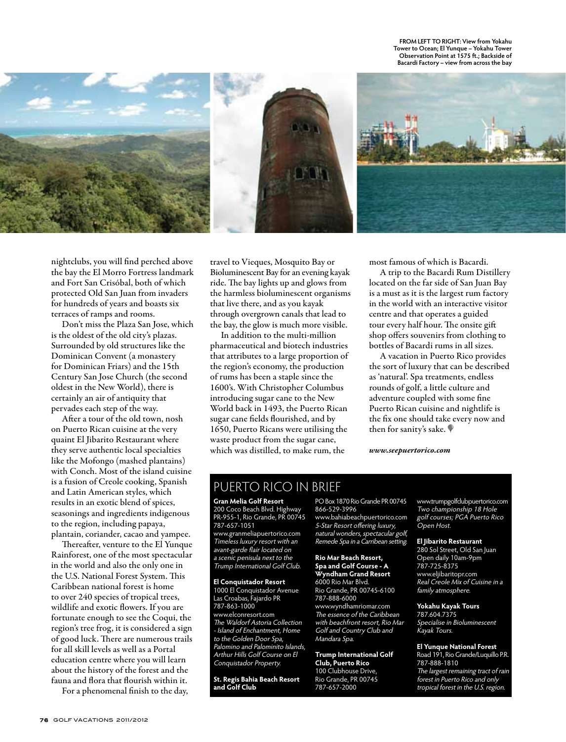FROM LEFT TO RIGHT: View from Yokahu Tower to Ocean; El Yunque – Yokahu Tower Observation Point at 1575 ft.; Backside of Bacardi Factory – view from across the bay

nightclubs, you will find perched above the bay the El Morro Fortress landmark and Fort San Crisóbal, both of which protected Old San Juan from invaders for hundreds of years and boasts six terraces of ramps and rooms.

Don't miss the Plaza San Jose, which is the oldest of the old city's plazas. Surrounded by old structures like the Dominican Convent (a monastery for Dominican Friars) and the 15th Century San Jose Church (the second oldest in the New World), there is certainly an air of antiquity that pervades each step of the way.

After a tour of the old town, nosh on Puerto Rican cuisine at the very quaint El Jibarito Restaurant where they serve authentic local specialties like the Mofongo (mashed plantains) with Conch. Most of the island cuisine is a fusion of Creole cooking, Spanish and Latin American styles, which results in an exotic blend of spices, seasonings and ingredients indigenous to the region, including papaya, plantain, coriander, cacao and yampee.

Thereafter, venture to the El Yunque Rainforest, one of the most spectacular in the world and also the only one in the U.S. National Forest System. This Caribbean national forest is home to over 240 species of tropical trees, wildlife and exotic flowers. If you are fortunate enough to see the Coqui, the region's tree frog, it is considered a sign of good luck. There are numerous trails for all skill levels as well as a Portal education centre where you will learn about the history of the forest and the fauna and flora that flourish within it.

For a phenomenal finish to the day, travel to Vieques, Mosquito Bay or Bioluminescent Bay for an evening kayak ride. The bay lights up and glows from the harmless bioluminescent organisms that live there, and as you kayak through overgrown canals that lead to the bay, the glow is much more visible.

In addition to the multi-million pharmaceutical and biotech industries that attributes to a large proportion of the region's economy, the production of rums has been a staple since the 1600's. With Christopher Columbus introducing sugar cane to the New World back in 1493, the Puerto Rican sugar cane fields flourished, and by 1650, Puerto Ricans were utilising the waste product from the sugar cane, which was distilled, to make rum, the most famous of which is Bacardi.

A trip to the Bacardi Rum Distillery located on the far side of San Juan Bay is a must as it is the largest rum factory in the world with an interactive visitor centre and that operates a guided tour every half hour. The onsite gift shop offers souvenirs from clothing to bottles of Bacardi rums in all sizes.

A vacation in Puerto Rico provides the sort of luxury that can be described as 'natural'. Spa treatments, endless rounds of golf, a little culture and adventure coupled with some fine Puerto Rican cuisine and nightlife is the fix one should take every now and then for sanity's sake.

*www.seepuertorico.com*

## PUERTO RICO IN BRIEF

**Gran Melia Golf Resort**
200 Coco Beach Blvd. Highway PR-955-1, Rio Grande, PR 00745
787-657-1051
www.granmeliapuertorico.com
*Timeless luxury resort with an avant-garde flair located on a scenic penisula next to the Trump International Golf Club.*

**El Conquistador Resort**
1000 El Conquistador Avenue Las Croabas, Fajardo PR
787-863-1000
www.elconresort.com
*The Waldorf Astoria Collection - Island of Enchantment, Home to the Golden Door Spa, Palomino and Palominito Islands, Arthur Hills Golf Course on El Conquistador Property.*

**St. Regis Bahia Beach Resort and Golf Club**
PO Box 1870 Rio Grande PR 00745
866-529-3996
www.bahiabeachpuertorico.com
*5-Star Resort offering luxury, natural wonders, spectacular golf, Remede Spa in a Carribean setting.*

**Rio Mar Beach Resort, Spa and Golf Course - A Wyndham Grand Resort**
6000 Rio Mar Blvd.
Rio Grande, PR 00745-6100
787-888-6000
www.wyndhamriomar.com
*The essence of the Caribbean with beachfront resort, Rio Mar Golf and Country Club and Mandara Spa.*

**Trump International Golf Club, Puerto Rico**
100 Clubhouse Drive,
Rio Grande, PR 00745
787-657-2000
www.trumpgolfclubpuertorico.com
*Two championship 18 Hole golf courses; PGA Puerto Rico Open Host.*

**El Jibarito Restaurant**
280 Sol Street, Old San Juan
Open daily 10am-9pm
787-725-8375
www.eljibaritopr.com
*Real Creole Mix of Cuisine in a family atmosphere.*

**Yokahu Kayak Tours**
787.604.7375
*Specialise in Bioluminescent Kayak Tours.*

**El Yunque National Forest**
Road 191, Rio Grande/Luquillo P.R.
787-888-1810
*The largest remaining tract of rain forest in Puerto Rico and only tropical forest in the U.S. region.*